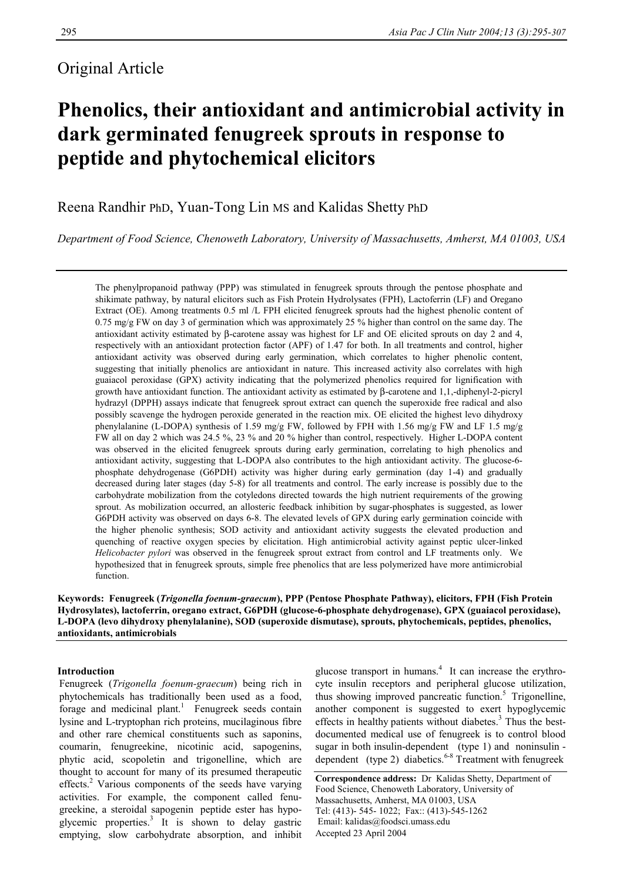Original Article

# Phenolics, their antioxidant and antimicrobial activity in dark germinated fenugreek sprouts in response to peptide and phytochemical elicitors

Reena Randhir PhD, Yuan-Tong Lin MS and Kalidas Shetty PhD

*Department of Food Science, Chenoweth Laboratory, University of Massachusetts, Amherst, MA 01003, USA*

The phenylpropanoid pathway (PPP) was stimulated in fenugreek sprouts through the pentose phosphate and shikimate pathway, by natural elicitors such as Fish Protein Hydrolysates (FPH), Lactoferrin (LF) and Oregano Extract (OE). Among treatments 0.5 ml /L FPH elicited fenugreek sprouts had the highest phenolic content of 0.75 mg/g FW on day 3 of germination which was approximately 25 % higher than control on the same day. The antioxidant activity estimated by β-carotene assay was highest for LF and OE elicited sprouts on day 2 and 4, respectively with an antioxidant protection factor (APF) of 1.47 for both. In all treatments and control, higher antioxidant activity was observed during early germination, which correlates to higher phenolic content, suggesting that initially phenolics are antioxidant in nature. This increased activity also correlates with high guaiacol peroxidase (GPX) activity indicating that the polymerized phenolics required for lignification with growth have antioxidant function. The antioxidant activity as estimated by β-carotene and 1,1,-diphenyl-2-picryl hydrazyl (DPPH) assays indicate that fenugreek sprout extract can quench the superoxide free radical and also possibly scavenge the hydrogen peroxide generated in the reaction mix. OE elicited the highest levo dihydroxy phenylalanine (L-DOPA) synthesis of 1.59 mg/g FW, followed by FPH with 1.56 mg/g FW and LF 1.5 mg/g FW all on day 2 which was 24.5 %, 23 % and 20 % higher than control, respectively. Higher L-DOPA content was observed in the elicited fenugreek sprouts during early germination, correlating to high phenolics and antioxidant activity, suggesting that L-DOPA also contributes to the high antioxidant activity. The glucose-6-phosphate dehydrogenase (G6PDH) activity was higher during early germination (day 1-4) and gradually decreased during later stages (day 5-8) for all treatments and control. The early increase is possibly due to the carbohydrate mobilization from the cotyledons directed towards the high nutrient requirements of the growing sprout. As mobilization occurred, an allosteric feedback inhibition by sugar-phosphates is suggested, as lower G6PDH activity was observed on days 6-8. The elevated levels of GPX during early germination coincide with the higher phenolic synthesis; SOD activity and antioxidant activity suggests the elevated production and quenching of reactive oxygen species by elicitation. High antimicrobial activity against peptic ulcer-linked *Helicobacter pylori* was observed in the fenugreek sprout extract from control and LF treatments only. We hypothesized that in fenugreek sprouts, simple free phenolics that are less polymerized have more antimicrobial function.

**Keywords: Fenugreek (*Trigonella foenum-graecum*), PPP (Pentose Phosphate Pathway), elicitors, FPH (Fish Protein Hydrosylates), lactoferrin, oregano extract, G6PDH (glucose-6-phosphate dehydrogenase), GPX (guaiacol peroxidase), L-DOPA (levo dihydroxy phenylalanine), SOD (superoxide dismutase), sprouts, phytochemicals, peptides, phenolics, antioxidants, antimicrobials**

## Introduction

Fenugreek (*Trigonella foenum-graecum*) being rich in phytochemicals has traditionally been used as a food, forage and medicinal plant.[1] Fenugreek seeds contain lysine and L-tryptophan rich proteins, mucilaginous fibre and other rare chemical constituents such as saponins, coumarin, fenugreekine, nicotinic acid, sapogenins, phytic acid, scopoletin and trigonelline, which are thought to account for many of its presumed therapeutic effects.[2] Various components of the seeds have varying activities. For example, the component called fenugreekine, a steroidal sapogenin peptide ester has hypoglycemic properties.[3] It is shown to delay gastric emptying, slow carbohydrate absorption, and inhibit glucose transport in humans.[4] It can increase the erythrocyte insulin receptors and peripheral glucose utilization, thus showing improved pancreatic function.[5] Trigonelline, another component is suggested to exert hypoglycemic effects in healthy patients without diabetes.[3] Thus the best-documented medical use of fenugreek is to control blood sugar in both insulin-dependent (type 1) and noninsulin - dependent (type 2) diabetics.[6-8] Treatment with fenugreek

**Correspondence address:** Dr Kalidas Shetty, Department of Food Science, Chenoweth Laboratory, University of Massachusetts, Amherst, MA 01003, USA
Tel: (413)- 545- 1022; Fax:: (413)-545-1262
Email: kalidas@foodsci.umass.edu
Accepted 23 April 2004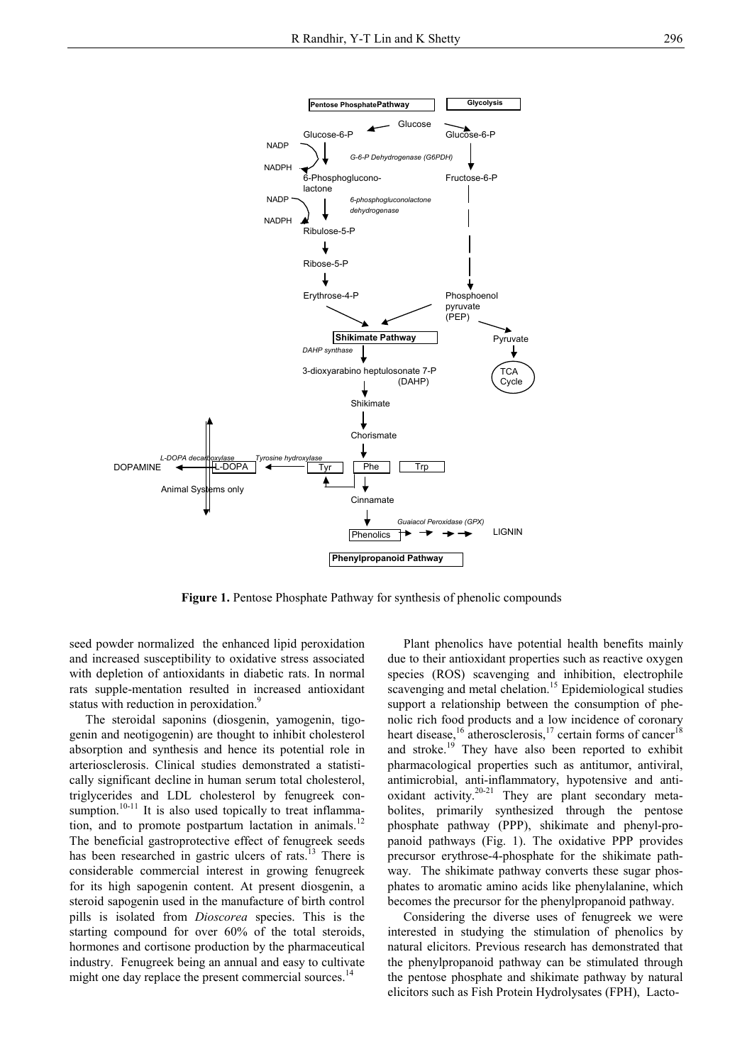**Figure 1.** Pentose Phosphate Pathway for synthesis of phenolic compounds

seed powder normalized the enhanced lipid peroxidation and increased susceptibility to oxidative stress associated with depletion of antioxidants in diabetic rats. In normal rats supple-mentation resulted in increased antioxidant status with reduction in peroxidation.[9]

The steroidal saponins (diosgenin, yamogenin, tigogenin and neotigogenin) are thought to inhibit cholesterol absorption and synthesis and hence its potential role in arteriosclerosis. Clinical studies demonstrated a statistically significant decline in human serum total cholesterol, triglycerides and LDL cholesterol by fenugreek consumption.[10-11] It is also used topically to treat inflammation, and to promote postpartum lactation in animals.[12] The beneficial gastroprotective effect of fenugreek seeds has been researched in gastric ulcers of rats.[13] There is considerable commercial interest in growing fenugreek for its high sapogenin content. At present diosgenin, a steroid sapogenin used in the manufacture of birth control pills is isolated from *Dioscorea* species. This is the starting compound for over 60% of the total steroids, hormones and cortisone production by the pharmaceutical industry. Fenugreek being an annual and easy to cultivate might one day replace the present commercial sources.[14]

Plant phenolics have potential health benefits mainly due to their antioxidant properties such as reactive oxygen species (ROS) scavenging and inhibition, electrophile scavenging and metal chelation.[15] Epidemiological studies support a relationship between the consumption of phenolic rich food products and a low incidence of coronary heart disease,[16] atherosclerosis,[17] certain forms of cancer[18] and stroke.[19] They have also been reported to exhibit pharmacological properties such as antitumor, antiviral, antimicrobial, anti-inflammatory, hypotensive and antioxidant activity.[20-21] They are plant secondary metabolites, primarily synthesized through the pentose phosphate pathway (PPP), shikimate and phenyl-propanoid pathways (Fig. 1). The oxidative PPP provides precursor erythrose-4-phosphate for the shikimate pathway. The shikimate pathway converts these sugar phosphates to aromatic amino acids like phenylalanine, which becomes the precursor for the phenylpropanoid pathway.

Considering the diverse uses of fenugreek we were interested in studying the stimulation of phenolics by natural elicitors. Previous research has demonstrated that the phenylpropanoid pathway can be stimulated through the pentose phosphate and shikimate pathway by natural elicitors such as Fish Protein Hydrolysates (FPH), Lacto-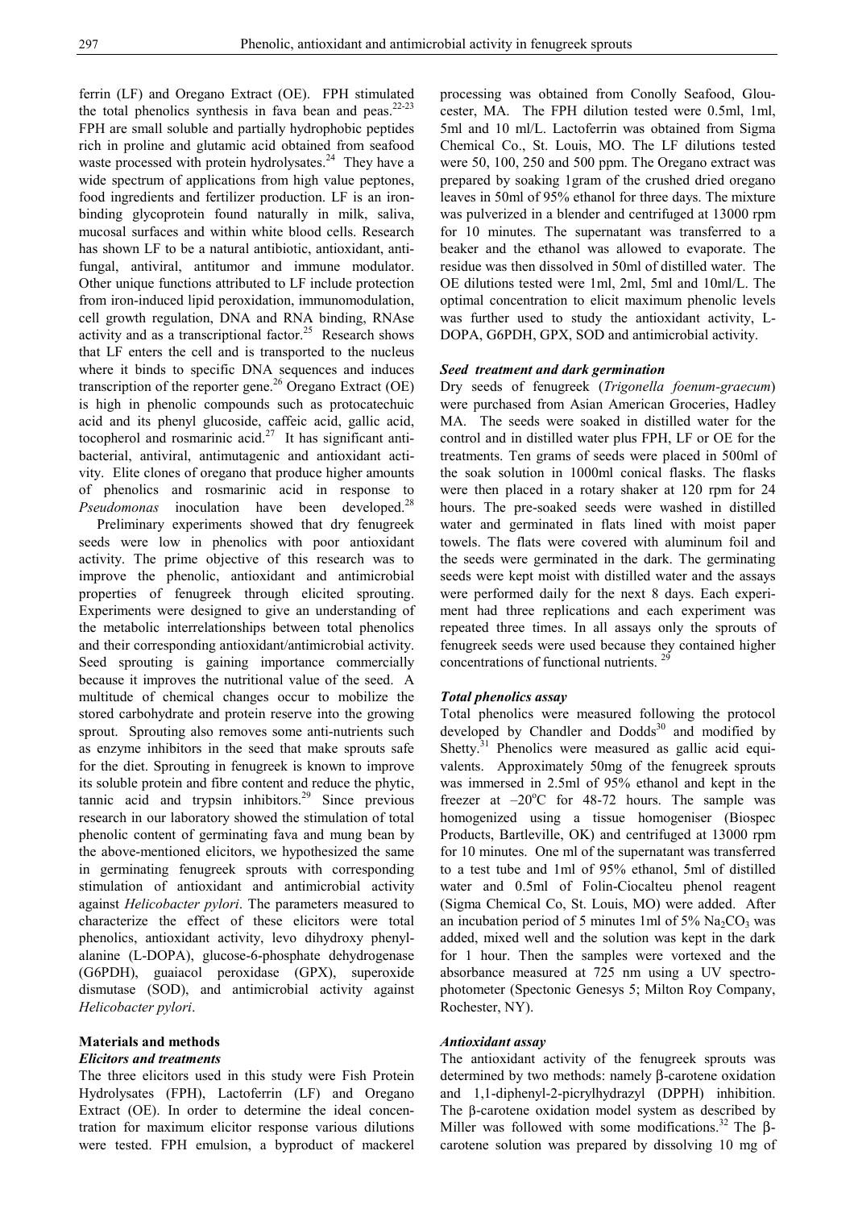ferrin (LF) and Oregano Extract (OE). FPH stimulated the total phenolics synthesis in fava bean and peas.[22-23] FPH are small soluble and partially hydrophobic peptides rich in proline and glutamic acid obtained from seafood waste processed with protein hydrolysates.[24] They have a wide spectrum of applications from high value peptones, food ingredients and fertilizer production. LF is an iron-binding glycoprotein found naturally in milk, saliva, mucosal surfaces and within white blood cells. Research has shown LF to be a natural antibiotic, antioxidant, antifungal, antiviral, antitumor and immune modulator. Other unique functions attributed to LF include protection from iron-induced lipid peroxidation, immunomodulation, cell growth regulation, DNA and RNA binding, RNAse activity and as a transcriptional factor.[25] Research shows that LF enters the cell and is transported to the nucleus where it binds to specific DNA sequences and induces transcription of the reporter gene.[26] Oregano Extract (OE) is high in phenolic compounds such as protocatechuic acid and its phenyl glucoside, caffeic acid, gallic acid, tocopherol and rosmarinic acid.[27] It has significant antibacterial, antiviral, antimutagenic and antioxidant activity. Elite clones of oregano that produce higher amounts of phenolics and rosmarinic acid in response to *Pseudomonas* inoculation have been developed.[28]

Preliminary experiments showed that dry fenugreek seeds were low in phenolics with poor antioxidant activity. The prime objective of this research was to improve the phenolic, antioxidant and antimicrobial properties of fenugreek through elicited sprouting. Experiments were designed to give an understanding of the metabolic interrelationships between total phenolics and their corresponding antioxidant/antimicrobial activity. Seed sprouting is gaining importance commercially because it improves the nutritional value of the seed. A multitude of chemical changes occur to mobilize the stored carbohydrate and protein reserve into the growing sprout. Sprouting also removes some anti-nutrients such as enzyme inhibitors in the seed that make sprouts safe for the diet. Sprouting in fenugreek is known to improve its soluble protein and fibre content and reduce the phytic, tannic acid and trypsin inhibitors.[29] Since previous research in our laboratory showed the stimulation of total phenolic content of germinating fava and mung bean by the above-mentioned elicitors, we hypothesized the same in germinating fenugreek sprouts with corresponding stimulation of antioxidant and antimicrobial activity against *Helicobacter pylori*. The parameters measured to characterize the effect of these elicitors were total phenolics, antioxidant activity, levo dihydroxy phenylalanine (L-DOPA), glucose-6-phosphate dehydrogenase (G6PDH), guaiacol peroxidase (GPX), superoxide dismutase (SOD), and antimicrobial activity against *Helicobacter pylori*.

## Materials and methods

### *Elicitors and treatments*

The three elicitors used in this study were Fish Protein Hydrolysates (FPH), Lactoferrin (LF) and Oregano Extract (OE). In order to determine the ideal concentration for maximum elicitor response various dilutions were tested. FPH emulsion, a byproduct of mackerel processing was obtained from Conolly Seafood, Gloucester, MA. The FPH dilution tested were 0.5ml, 1ml, 5ml and 10 ml/L. Lactoferrin was obtained from Sigma Chemical Co., St. Louis, MO. The LF dilutions tested were 50, 100, 250 and 500 ppm. The Oregano extract was prepared by soaking 1gram of the crushed dried oregano leaves in 50ml of 95% ethanol for three days. The mixture was pulverized in a blender and centrifuged at 13000 rpm for 10 minutes. The supernatant was transferred to a beaker and the ethanol was allowed to evaporate. The residue was then dissolved in 50ml of distilled water. The OE dilutions tested were 1ml, 2ml, 5ml and 10ml/L. The optimal concentration to elicit maximum phenolic levels was further used to study the antioxidant activity, L-DOPA, G6PDH, GPX, SOD and antimicrobial activity.

### *Seed treatment and dark germination*

Dry seeds of fenugreek (*Trigonella foenum-graecum*) were purchased from Asian American Groceries, Hadley MA. The seeds were soaked in distilled water for the control and in distilled water plus FPH, LF or OE for the treatments. Ten grams of seeds were placed in 500ml of the soak solution in 1000ml conical flasks. The flasks were then placed in a rotary shaker at 120 rpm for 24 hours. The pre-soaked seeds were washed in distilled water and germinated in flats lined with moist paper towels. The flats were covered with aluminum foil and the seeds were germinated in the dark. The germinating seeds were kept moist with distilled water and the assays were performed daily for the next 8 days. Each experiment had three replications and each experiment was repeated three times. In all assays only the sprouts of fenugreek seeds were used because they contained higher concentrations of functional nutrients.[29]

### *Total phenolics assay*

Total phenolics were measured following the protocol developed by Chandler and Dodds[30] and modified by Shetty.[31] Phenolics were measured as gallic acid equivalents. Approximately 50mg of the fenugreek sprouts was immersed in 2.5ml of 95% ethanol and kept in the freezer at $-20^{o}C$ for 48-72 hours. The sample was homogenized using a tissue homogeniser (Biospec Products, Bartleville, OK) and centrifuged at 13000 rpm for 10 minutes. One ml of the supernatant was transferred to a test tube and 1ml of 95% ethanol, 5ml of distilled water and 0.5ml of Folin-Ciocalteu phenol reagent (Sigma Chemical Co, St. Louis, MO) were added. After an incubation period of 5 minutes 1ml of 5% $Na_2CO_3$ was added, mixed well and the solution was kept in the dark for 1 hour. Then the samples were vortexed and the absorbance measured at 725 nm using a UV spectrophotometer (Spectonic Genesys 5; Milton Roy Company, Rochester, NY).

### *Antioxidant assay*

The antioxidant activity of the fenugreek sprouts was determined by two methods: namely β-carotene oxidation and 1,1-diphenyl-2-picrylhydrazyl (DPPH) inhibition. The β-carotene oxidation model system as described by Miller was followed with some modifications.[32] The β-carotene solution was prepared by dissolving 10 mg of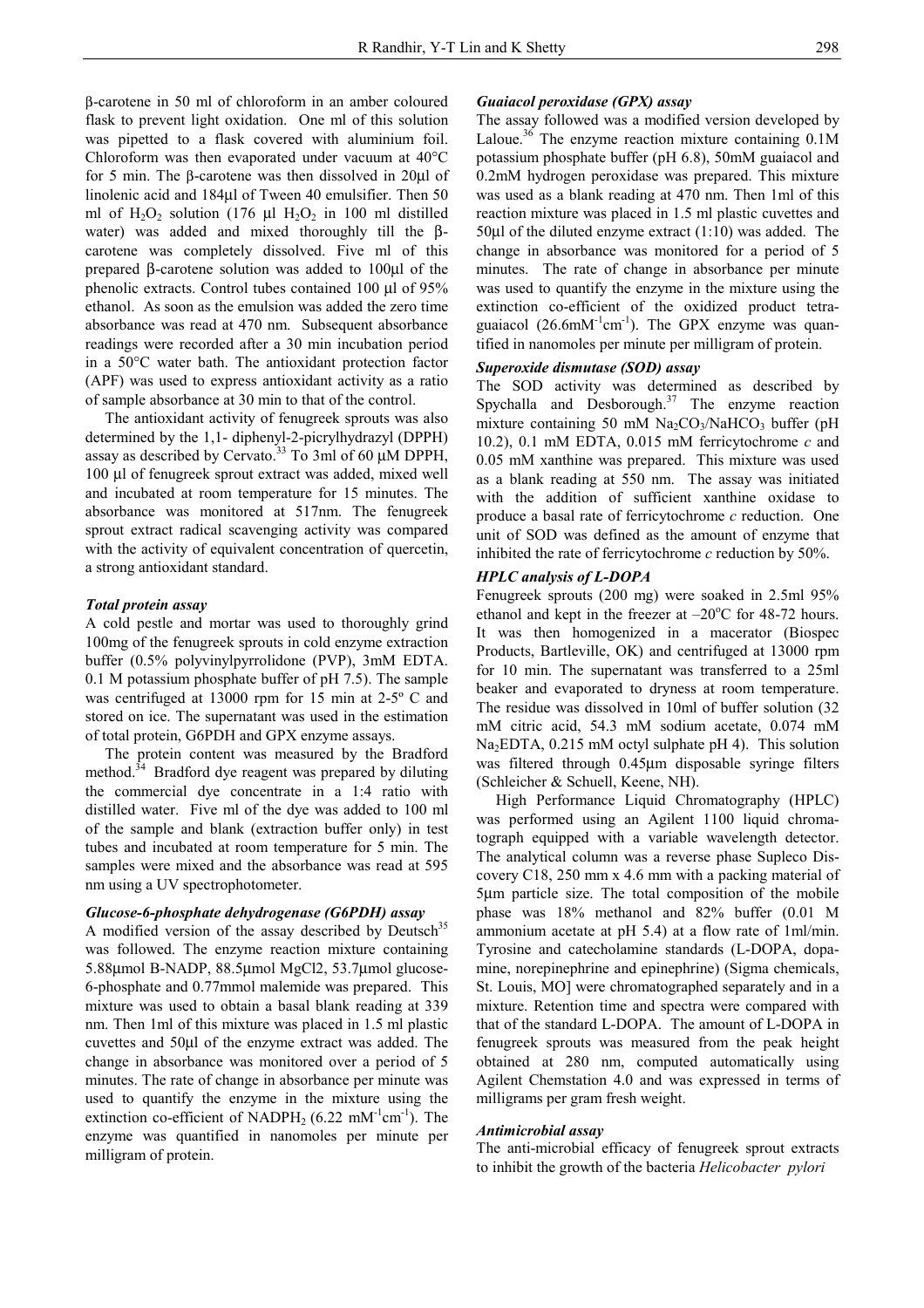β-carotene in 50 ml of chloroform in an amber coloured flask to prevent light oxidation. One ml of this solution was pipetted to a flask covered with aluminium foil. Chloroform was then evaporated under vacuum at 40°C for 5 min. The β-carotene was then dissolved in 20μl of linolenic acid and 184μl of Tween 40 emulsifier. Then 50 ml of $H_2O_2$ solution (176 μl $H_2O_2$ in 100 ml distilled water) was added and mixed thoroughly till the β-carotene was completely dissolved. Five ml of this prepared β-carotene solution was added to 100μl of the phenolic extracts. Control tubes contained 100 μl of 95% ethanol. As soon as the emulsion was added the zero time absorbance was read at 470 nm. Subsequent absorbance readings were recorded after a 30 min incubation period in a 50°C water bath. The antioxidant protection factor (APF) was used to express antioxidant activity as a ratio of sample absorbance at 30 min to that of the control.

The antioxidant activity of fenugreek sprouts was also determined by the 1,1- diphenyl-2-picrylhydrazyl (DPPH) assay as described by Cervato.[33] To 3ml of 60 μM DPPH, 100 μl of fenugreek sprout extract was added, mixed well and incubated at room temperature for 15 minutes. The absorbance was monitored at 517nm. The fenugreek sprout extract radical scavenging activity was compared with the activity of equivalent concentration of quercetin, a strong antioxidant standard.

### *Total protein assay*

A cold pestle and mortar was used to thoroughly grind 100mg of the fenugreek sprouts in cold enzyme extraction buffer (0.5% polyvinylpyrrolidone (PVP), 3mM EDTA. 0.1 M potassium phosphate buffer of pH 7.5). The sample was centrifuged at 13000 rpm for 15 min at 2-5º C and stored on ice. The supernatant was used in the estimation of total protein, G6PDH and GPX enzyme assays.

The protein content was measured by the Bradford method.[34] Bradford dye reagent was prepared by diluting the commercial dye concentrate in a 1:4 ratio with distilled water. Five ml of the dye was added to 100 ml of the sample and blank (extraction buffer only) in test tubes and incubated at room temperature for 5 min. The samples were mixed and the absorbance was read at 595 nm using a UV spectrophotometer.

### *Glucose-6-phosphate dehydrogenase (G6PDH) assay*

A modified version of the assay described by Deutsch[35] was followed. The enzyme reaction mixture containing 5.88μmol B-NADP, 88.5μmol MgCl2, 53.7μmol glucose-6-phosphate and 0.77mmol malemide was prepared. This mixture was used to obtain a basal blank reading at 339 nm. Then 1ml of this mixture was placed in 1.5 ml plastic cuvettes and 50μl of the enzyme extract was added. The change in absorbance was monitored over a period of 5 minutes. The rate of change in absorbance per minute was used to quantify the enzyme in the mixture using the extinction co-efficient of $NADPH_2$ (6.22 $mM^{-1}cm^{-1}$). The enzyme was quantified in nanomoles per minute per milligram of protein.

### *Guaiacol peroxidase (GPX) assay*

The assay followed was a modified version developed by Laloue.[36] The enzyme reaction mixture containing 0.1M potassium phosphate buffer (pH 6.8), 50mM guaiacol and 0.2mM hydrogen peroxidase was prepared. This mixture was used as a blank reading at 470 nm. Then 1ml of this reaction mixture was placed in 1.5 ml plastic cuvettes and 50μl of the diluted enzyme extract (1:10) was added. The change in absorbance was monitored for a period of 5 minutes. The rate of change in absorbance per minute was used to quantify the enzyme in the mixture using the extinction co-efficient of the oxidized product tetra-guaiacol (26.6$mM^{-1}cm^{-1}$). The GPX enzyme was quantified in nanomoles per minute per milligram of protein.

### *Superoxide dismutase (SOD) assay*

The SOD activity was determined as described by Spychalla and Desborough.[37] The enzyme reaction mixture containing 50 mM $Na_2CO_3/NaHCO_3$ buffer (pH 10.2), 0.1 mM EDTA, 0.015 mM ferricytochrome *c* and 0.05 mM xanthine was prepared. This mixture was used as a blank reading at 550 nm. The assay was initiated with the addition of sufficient xanthine oxidase to produce a basal rate of ferricytochrome *c* reduction. One unit of SOD was defined as the amount of enzyme that inhibited the rate of ferricytochrome *c* reduction by 50%.

### *HPLC analysis of L-DOPA*

Fenugreek sprouts (200 mg) were soaked in 2.5ml 95% ethanol and kept in the freezer at –20°C for 48-72 hours. It was then homogenized in a macerator (Biospec Products, Bartleville, OK) and centrifuged at 13000 rpm for 10 min. The supernatant was transferred to a 25ml beaker and evaporated to dryness at room temperature. The residue was dissolved in 10ml of buffer solution (32 mM citric acid, 54.3 mM sodium acetate, 0.074 mM $Na_2EDTA$, 0.215 mM octyl sulphate pH 4). This solution was filtered through 0.45μm disposable syringe filters (Schleicher & Schuell, Keene, NH).

High Performance Liquid Chromatography (HPLC) was performed using an Agilent 1100 liquid chromatograph equipped with a variable wavelength detector. The analytical column was a reverse phase Supleco Discovery C18, 250 mm x 4.6 mm with a packing material of 5μm particle size. The total composition of the mobile phase was 18% methanol and 82% buffer (0.01 M ammonium acetate at pH 5.4) at a flow rate of 1ml/min. Tyrosine and catecholamine standards (L-DOPA, dopamine, norepinephrine and epinephrine) (Sigma chemicals, St. Louis, MO] were chromatographed separately and in a mixture. Retention time and spectra were compared with that of the standard L-DOPA. The amount of L-DOPA in fenugreek sprouts was measured from the peak height obtained at 280 nm, computed automatically using Agilent Chemstation 4.0 and was expressed in terms of milligrams per gram fresh weight.

### *Antimicrobial assay*

The anti-microbial efficacy of fenugreek sprout extracts to inhibit the growth of the bacteria *Helicobacter pylori*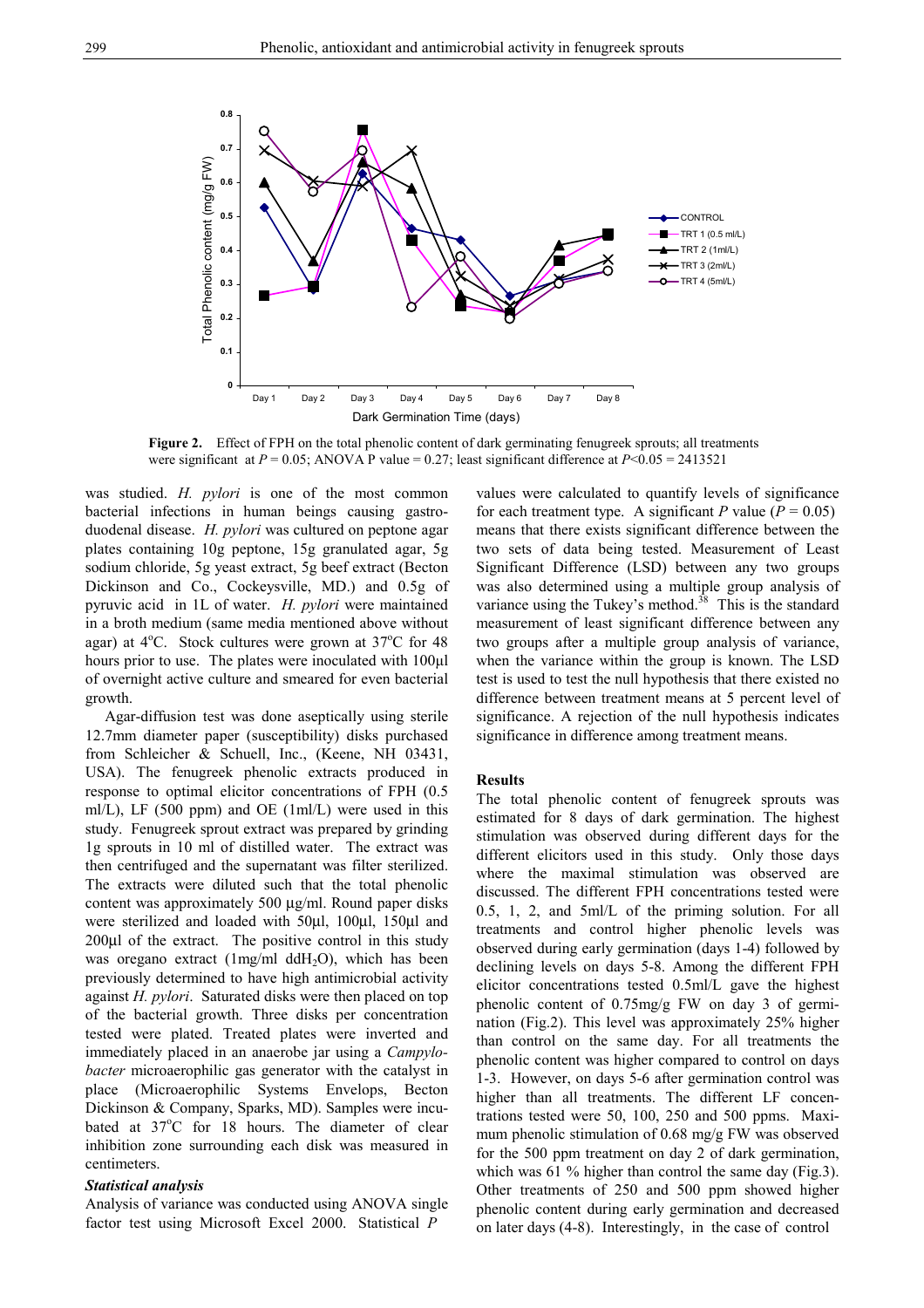**Figure 2.** Effect of FPH on the total phenolic content of dark germinating fenugreek sprouts; all treatments were significant at $P = 0.05$; ANOVA P value = 0.27; least significant difference at $P<0.05$ = 2413521

was studied. *H. pylori* is one of the most common bacterial infections in human beings causing gastroduodenal disease. *H. pylori* was cultured on peptone agar plates containing 10g peptone, 15g granulated agar, 5g sodium chloride, 5g yeast extract, 5g beef extract (Becton Dickinson and Co., Cockeysville, MD.) and 0.5g of pyruvic acid in 1L of water. *H. pylori* were maintained in a broth medium (same media mentioned above without agar) at 4°C. Stock cultures were grown at 37°C for 48 hours prior to use. The plates were inoculated with 100µl of overnight active culture and smeared for even bacterial growth.

Agar-diffusion test was done aseptically using sterile 12.7mm diameter paper (susceptibility) disks purchased from Schleicher & Schuell, Inc., (Keene, NH 03431, USA). The fenugreek phenolic extracts produced in response to optimal elicitor concentrations of FPH (0.5 ml/L), LF (500 ppm) and OE (1ml/L) were used in this study. Fenugreek sprout extract was prepared by grinding 1g sprouts in 10 ml of distilled water. The extract was then centrifuged and the supernatant was filter sterilized. The extracts were diluted such that the total phenolic content was approximately 500 µg/ml. Round paper disks were sterilized and loaded with 50µl, 100µl, 150µl and 200µl of the extract. The positive control in this study was oregano extract (1mg/ml $ddH_2O$), which has been previously determined to have high antimicrobial activity against *H. pylori*. Saturated disks were then placed on top of the bacterial growth. Three disks per concentration tested were plated. Treated plates were inverted and immediately placed in an anaerobe jar using a *Campylobacter* microaerophilic gas generator with the catalyst in place (Microaerophilic Systems Envelops, Becton Dickinson & Company, Sparks, MD). Samples were incubated at 37°C for 18 hours. The diameter of clear inhibition zone surrounding each disk was measured in centimeters.

***Statistical analysis***

Analysis of variance was conducted using ANOVA single factor test using Microsoft Excel 2000. Statistical *P* values were calculated to quantify levels of significance for each treatment type. A significant *P* value ($P = 0.05$) means that there exists significant difference between the two sets of data being tested. Measurement of Least Significant Difference (LSD) between any two groups was also determined using a multiple group analysis of variance using the Tukey's method.[38] This is the standard measurement of least significant difference between any two groups after a multiple group analysis of variance, when the variance within the group is known. The LSD test is used to test the null hypothesis that there existed no difference between treatment means at 5 percent level of significance. A rejection of the null hypothesis indicates significance in difference among treatment means.

**Results**

The total phenolic content of fenugreek sprouts was estimated for 8 days of dark germination. The highest stimulation was observed during different days for the different elicitors used in this study. Only those days where the maximal stimulation was observed are discussed. The different FPH concentrations tested were 0.5, 1, 2, and 5ml/L of the priming solution. For all treatments and control higher phenolic levels was observed during early germination (days 1-4) followed by declining levels on days 5-8. Among the different FPH elicitor concentrations tested 0.5ml/L gave the highest phenolic content of 0.75mg/g FW on day 3 of germination (Fig.2). This level was approximately 25% higher than control on the same day. For all treatments the phenolic content was higher compared to control on days 1-3. However, on days 5-6 after germination control was higher than all treatments. The different LF concentrations tested were 50, 100, 250 and 500 ppms. Maximum phenolic stimulation of 0.68 mg/g FW was observed for the 500 ppm treatment on day 2 of dark germination, which was 61 % higher than control the same day (Fig.3). Other treatments of 250 and 500 ppm showed higher phenolic content during early germination and decreased on later days (4-8). Interestingly, in the case of control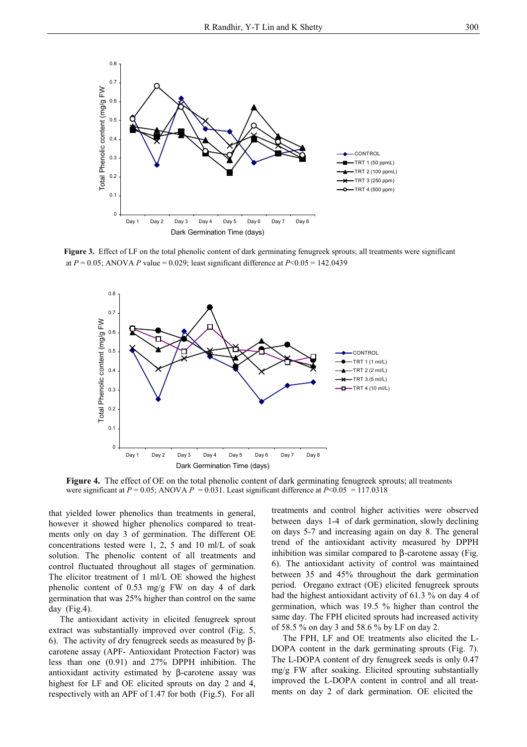**Figure 3.** Effect of LF on the total phenolic content of dark germinating fenugreek sprouts; all treatments were significant at $P = 0.05$; ANOVA $P$ value = 0.029; least significant difference at $P<0.05$ = 142.0439

**Figure 4.** The effect of OE on the total phenolic content of dark germinating fenugreek sprouts; all treatments were significant at $P = 0.05$; ANOVA $P$ = 0.031. Least significant difference at $P<0.05$ = 117.0318

that yielded lower phenolics than treatments in general, however it showed higher phenolics compared to treatments only on day 3 of germination. The different OE concentrations tested were 1, 2, 5 and 10 ml/L of soak solution. The phenolic content of all treatments and control fluctuated throughout all stages of germination. The elicitor treatment of 1 ml/L OE showed the highest phenolic content of 0.53 mg/g FW on day 4 of dark germination that was 25% higher than control on the same day (Fig.4).

The antioxidant activity in elicited fenugreek sprout extract was substantially improved over control (Fig. 5, 6). The activity of dry fenugreek seeds as measured by β-carotene assay (APF- Antioxidant Protection Factor) was less than one (0.91) and 27% DPPH inhibition. The antioxidant activity estimated by β-carotene assay was highest for LF and OE elicited sprouts on day 2 and 4, respectively with an APF of 1.47 for both (Fig.5). For all treatments and control higher activities were observed between days 1-4 of dark germination, slowly declining on days 5-7 and increasing again on day 8. The general trend of the antioxidant activity measured by DPPH inhibition was similar compared to β-carotene assay (Fig. 6). The antioxidant activity of control was maintained between 35 and 45% throughout the dark germination period. Oregano extract (OE) elicited fenugreek sprouts had the highest antioxidant activity of 61.3 % on day 4 of germination, which was 19.5 % higher than control the same day. The FPH elicited sprouts had increased activity of 58.5 % on day 3 and 58.6 % by LF on day 2.

The FPH, LF and OE treatments also elicited the L-DOPA content in the dark germinating sprouts (Fig. 7). The L-DOPA content of dry fenugreek seeds is only 0.47 mg/g FW after soaking. Elicited sprouting substantially improved the L-DOPA content in control and all treatments on day 2 of dark germination. OE elicited the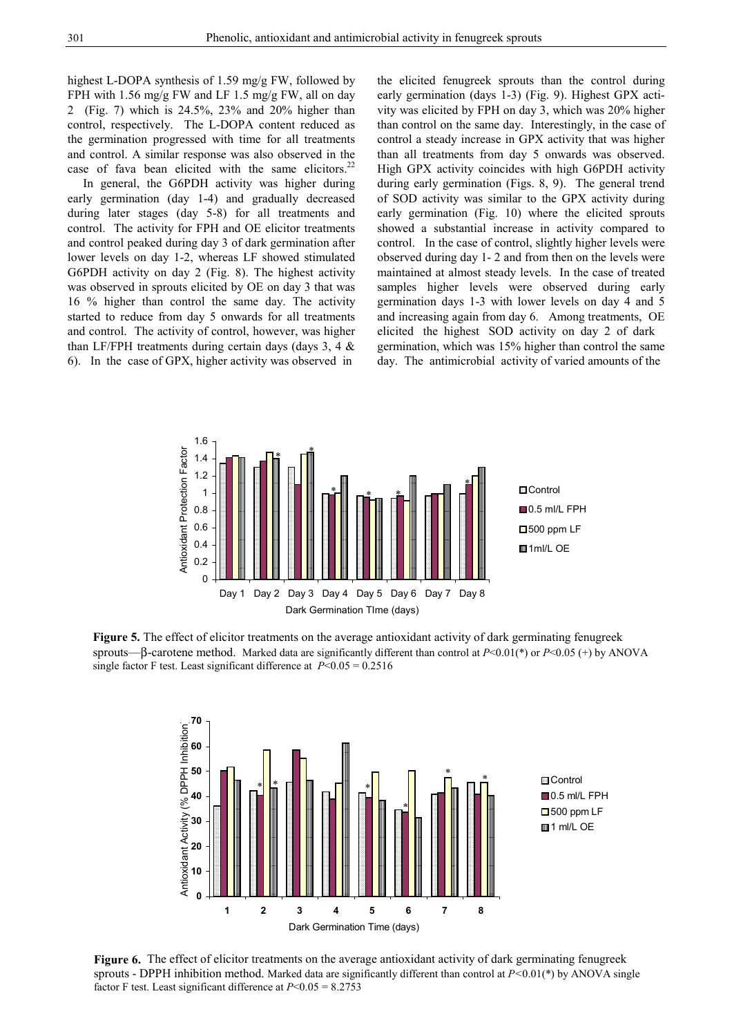highest L-DOPA synthesis of 1.59 mg/g FW, followed by FPH with 1.56 mg/g FW and LF 1.5 mg/g FW, all on day 2 (Fig. 7) which is 24.5%, 23% and 20% higher than control, respectively. The L-DOPA content reduced as the germination progressed with time for all treatments and control. A similar response was also observed in the case of fava bean elicited with the same elicitors.[22]

In general, the G6PDH activity was higher during early germination (day 1-4) and gradually decreased during later stages (day 5-8) for all treatments and control. The activity for FPH and OE elicitor treatments and control peaked during day 3 of dark germination after lower levels on day 1-2, whereas LF showed stimulated G6PDH activity on day 2 (Fig. 8). The highest activity was observed in sprouts elicited by OE on day 3 that was 16 % higher than control the same day. The activity started to reduce from day 5 onwards for all treatments and control. The activity of control, however, was higher than LF/FPH treatments during certain days (days 3, 4 & 6). In the case of GPX, higher activity was observed in the elicited fenugreek sprouts than the control during early germination (days 1-3) (Fig. 9). Highest GPX activity was elicited by FPH on day 3, which was 20% higher than control on the same day. Interestingly, in the case of control a steady increase in GPX activity that was higher than all treatments from day 5 onwards was observed. High GPX activity coincides with high G6PDH activity during early germination (Figs. 8, 9). The general trend of SOD activity was similar to the GPX activity during early germination (Fig. 10) where the elicited sprouts showed a substantial increase in activity compared to control. In the case of control, slightly higher levels were observed during day 1- 2 and from then on the levels were maintained at almost steady levels. In the case of treated samples higher levels were observed during early germination days 1-3 with lower levels on day 4 and 5 and increasing again from day 6. Among treatments, OE elicited the highest SOD activity on day 2 of dark germination, which was 15% higher than control the same day. The antimicrobial activity of varied amounts of the

**Figure 5.** The effect of elicitor treatments on the average antioxidant activity of dark germinating fenugreek sprouts—β-carotene method. Marked data are significantly different than control at $P<0.01$(*) or $P<0.05$ (+) by ANOVA single factor F test. Least significant difference at $P<0.05 = 0.2516$

**Figure 6.** The effect of elicitor treatments on the average antioxidant activity of dark germinating fenugreek sprouts - DPPH inhibition method. Marked data are significantly different than control at $P<0.01$(*) by ANOVA single factor F test. Least significant difference at $P<0.05 = 8.2753$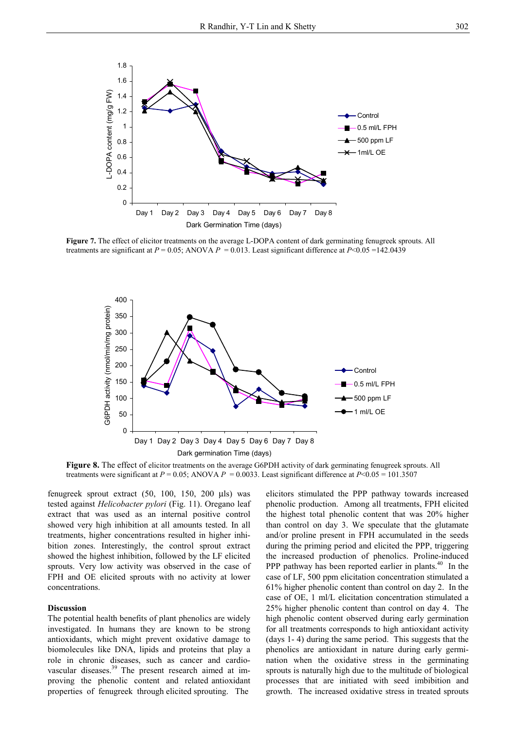**Figure 7.** The effect of elicitor treatments on the average L-DOPA content of dark germinating fenugreek sprouts. All treatments are significant at $P = 0.05$; ANOVA $P = 0.013$. Least significant difference at $P<0.05 = 142.0439$

**Figure 8.** The effect of elicitor treatments on the average G6PDH activity of dark germinating fenugreek sprouts. All treatments were significant at $P = 0.05$; ANOVA $P = 0.0033$. Least significant difference at $P<0.05 = 101.3507$

fenugreek sprout extract (50, 100, 150, 200 µls) was tested against *Helicobacter pylori* (Fig. 11). Oregano leaf extract that was used as an internal positive control showed very high inhibition at all amounts tested. In all treatments, higher concentrations resulted in higher inhibition zones. Interestingly, the control sprout extract showed the highest inhibition, followed by the LF elicited sprouts. Very low activity was observed in the case of FPH and OE elicited sprouts with no activity at lower concentrations.

## Discussion

The potential health benefits of plant phenolics are widely investigated. In humans they are known to be strong antioxidants, which might prevent oxidative damage to biomolecules like DNA, lipids and proteins that play a role in chronic diseases, such as cancer and cardiovascular diseases.[39] The present research aimed at improving the phenolic content and related antioxidant properties of fenugreek through elicited sprouting. The elicitors stimulated the PPP pathway towards increased phenolic production. Among all treatments, FPH elicited the highest total phenolic content that was 20% higher than control on day 3. We speculate that the glutamate and/or proline present in FPH accumulated in the seeds during the priming period and elicited the PPP, triggering the increased production of phenolics. Proline-induced PPP pathway has been reported earlier in plants.[40] In the case of LF, 500 ppm elicitation concentration stimulated a 61% higher phenolic content than control on day 2. In the case of OE, 1 ml/L elicitation concentration stimulated a 25% higher phenolic content than control on day 4. The high phenolic content observed during early germination for all treatments corresponds to high antioxidant activity (days 1- 4) during the same period. This suggests that the phenolics are antioxidant in nature during early germination when the oxidative stress in the germinating sprouts is naturally high due to the multitude of biological processes that are initiated with seed imbibition and growth. The increased oxidative stress in treated sprouts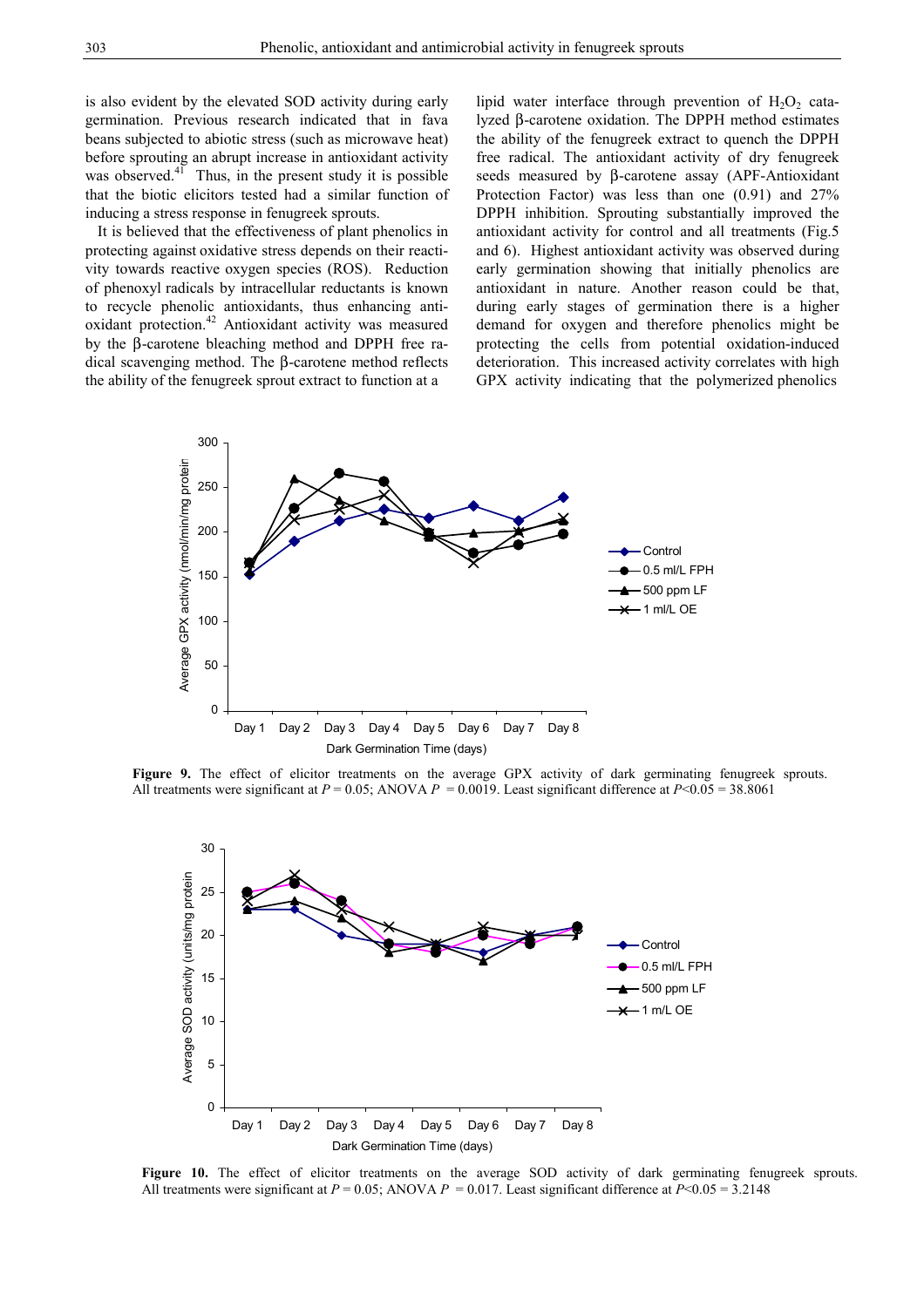is also evident by the elevated SOD activity during early germination. Previous research indicated that in fava beans subjected to abiotic stress (such as microwave heat) before sprouting an abrupt increase in antioxidant activity was observed.[41] Thus, in the present study it is possible that the biotic elicitors tested had a similar function of inducing a stress response in fenugreek sprouts.

It is believed that the effectiveness of plant phenolics in protecting against oxidative stress depends on their reactivity towards reactive oxygen species (ROS). Reduction of phenoxyl radicals by intracellular reductants is known to recycle phenolic antioxidants, thus enhancing antioxidant protection.[42] Antioxidant activity was measured by the β-carotene bleaching method and DPPH free radical scavenging method. The β-carotene method reflects the ability of the fenugreek sprout extract to function at a lipid water interface through prevention of $H_2O_2$ catalyzed β-carotene oxidation. The DPPH method estimates the ability of the fenugreek extract to quench the DPPH free radical. The antioxidant activity of dry fenugreek seeds measured by β-carotene assay (APF-Antioxidant Protection Factor) was less than one (0.91) and 27% DPPH inhibition. Sprouting substantially improved the antioxidant activity for control and all treatments (Fig.5 and 6). Highest antioxidant activity was observed during early germination showing that initially phenolics are antioxidant in nature. Another reason could be that, during early stages of germination there is a higher demand for oxygen and therefore phenolics might be protecting the cells from potential oxidation-induced deterioration. This increased activity correlates with high GPX activity indicating that the polymerized phenolics

**Figure 9.** The effect of elicitor treatments on the average GPX activity of dark germinating fenugreek sprouts. All treatments were significant at $P = 0.05$; ANOVA $P = 0.0019$. Least significant difference at $P<0.05 = 38.8061$

**Figure 10.** The effect of elicitor treatments on the average SOD activity of dark germinating fenugreek sprouts. All treatments were significant at $P = 0.05$; ANOVA $P = 0.017$. Least significant difference at $P<0.05 = 3.2148$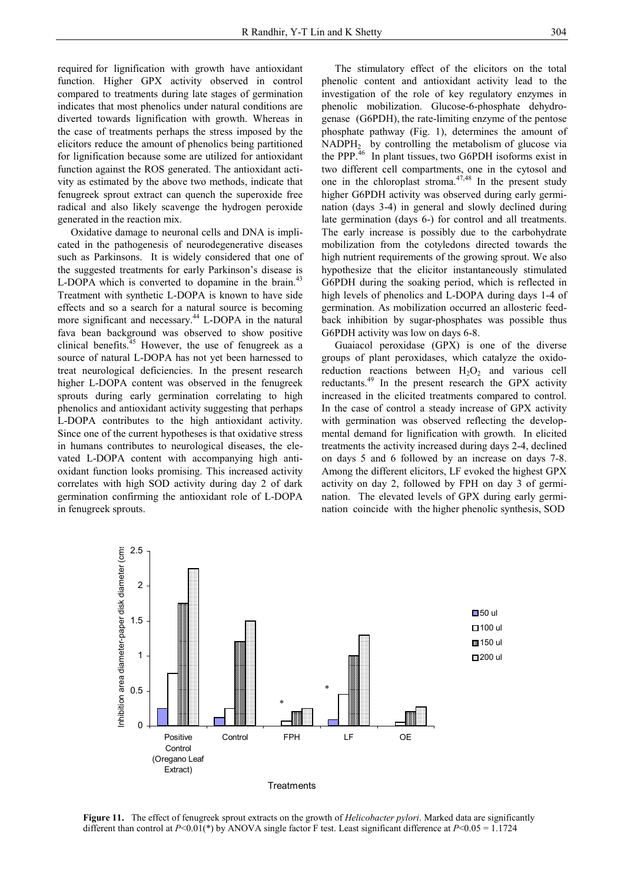required for lignification with growth have antioxidant function. Higher GPX activity observed in control compared to treatments during late stages of germination indicates that most phenolics under natural conditions are diverted towards lignification with growth. Whereas in the case of treatments perhaps the stress imposed by the elicitors reduce the amount of phenolics being partitioned for lignification because some are utilized for antioxidant function against the ROS generated. The antioxidant activity as estimated by the above two methods, indicate that fenugreek sprout extract can quench the superoxide free radical and also likely scavenge the hydrogen peroxide generated in the reaction mix.

Oxidative damage to neuronal cells and DNA is implicated in the pathogenesis of neurodegenerative diseases such as Parkinsons. It is widely considered that one of the suggested treatments for early Parkinson's disease is L-DOPA which is converted to dopamine in the brain.[43] Treatment with synthetic L-DOPA is known to have side effects and so a search for a natural source is becoming more significant and necessary.[44] L-DOPA in the natural fava bean background was observed to show positive clinical benefits.[45] However, the use of fenugreek as a source of natural L-DOPA has not yet been harnessed to treat neurological deficiencies. In the present research higher L-DOPA content was observed in the fenugreek sprouts during early germination correlating to high phenolics and antioxidant activity suggesting that perhaps L-DOPA contributes to the high antioxidant activity. Since one of the current hypotheses is that oxidative stress in humans contributes to neurological diseases, the elevated L-DOPA content with accompanying high antioxidant function looks promising. This increased activity correlates with high SOD activity during day 2 of dark germination confirming the antioxidant role of L-DOPA in fenugreek sprouts.

The stimulatory effect of the elicitors on the total phenolic content and antioxidant activity lead to the investigation of the role of key regulatory enzymes in phenolic mobilization. Glucose-6-phosphate dehydrogenase (G6PDH), the rate-limiting enzyme of the pentose phosphate pathway (Fig. 1), determines the amount of $NADPH_2$ by controlling the metabolism of glucose via the PPP.[46] In plant tissues, two G6PDH isoforms exist in two different cell compartments, one in the cytosol and one in the chloroplast stroma.[47,48] In the present study higher G6PDH activity was observed during early germination (days 3-4) in general and slowly declined during late germination (days 6-) for control and all treatments. The early increase is possibly due to the carbohydrate mobilization from the cotyledons directed towards the high nutrient requirements of the growing sprout. We also hypothesize that the elicitor instantaneously stimulated G6PDH during the soaking period, which is reflected in high levels of phenolics and L-DOPA during days 1-4 of germination. As mobilization occurred an allosteric feedback inhibition by sugar-phosphates was possible thus G6PDH activity was low on days 6-8.

Guaiacol peroxidase (GPX) is one of the diverse groups of plant peroxidases, which catalyze the oxido-reduction reactions between $H_2O_2$ and various cell reductants.[49] In the present research the GPX activity increased in the elicited treatments compared to control. In the case of control a steady increase of GPX activity with germination was observed reflecting the developmental demand for lignification with growth. In elicited treatments the activity increased during days 2-4, declined on days 5 and 6 followed by an increase on days 7-8. Among the different elicitors, LF evoked the highest GPX activity on day 2, followed by FPH on day 3 of germination. The elevated levels of GPX during early germination coincide with the higher phenolic synthesis, SOD

**Figure 11.** The effect of fenugreek sprout extracts on the growth of *Helicobacter pylori*. Marked data are significantly different than control at $P<0.01$(*) by ANOVA single factor F test. Least significant difference at $P<0.05$ = 1.1724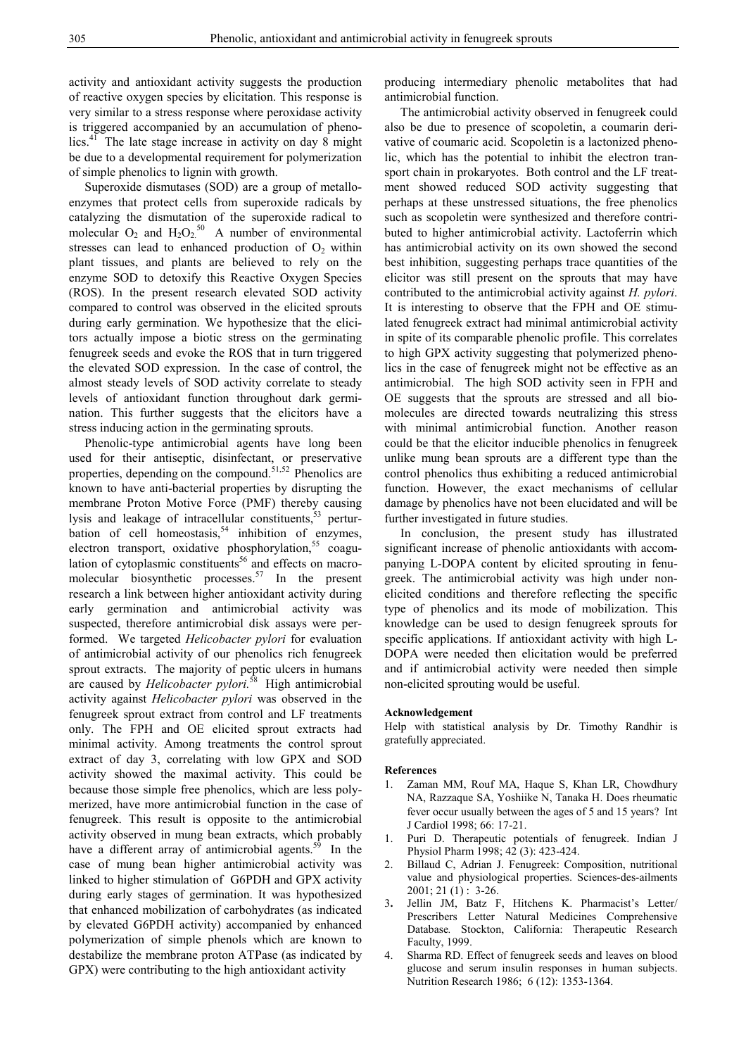activity and antioxidant activity suggests the production of reactive oxygen species by elicitation. This response is very similar to a stress response where peroxidase activity is triggered accompanied by an accumulation of phenolics.[41] The late stage increase in activity on day 8 might be due to a developmental requirement for polymerization of simple phenolics to lignin with growth.

Superoxide dismutases (SOD) are a group of metalloenzymes that protect cells from superoxide radicals by catalyzing the dismutation of the superoxide radical to molecular $O_2$ and $H_2O_2$.[50] A number of environmental stresses can lead to enhanced production of $O_2$ within plant tissues, and plants are believed to rely on the enzyme SOD to detoxify this Reactive Oxygen Species (ROS). In the present research elevated SOD activity compared to control was observed in the elicited sprouts during early germination. We hypothesize that the elicitors actually impose a biotic stress on the germinating fenugreek seeds and evoke the ROS that in turn triggered the elevated SOD expression. In the case of control, the almost steady levels of SOD activity correlate to steady levels of antioxidant function throughout dark germination. This further suggests that the elicitors have a stress inducing action in the germinating sprouts.

Phenolic-type antimicrobial agents have long been used for their antiseptic, disinfectant, or preservative properties, depending on the compound.[51,52] Phenolics are known to have anti-bacterial properties by disrupting the membrane Proton Motive Force (PMF) thereby causing lysis and leakage of intracellular constituents,[53] perturbation of cell homeostasis,[54] inhibition of enzymes, electron transport, oxidative phosphorylation,[55] coagulation of cytoplasmic constituents[56] and effects on macromolecular biosynthetic processes.[57] In the present research a link between higher antioxidant activity during early germination and antimicrobial activity was suspected, therefore antimicrobial disk assays were performed. We targeted *Helicobacter pylori* for evaluation of antimicrobial activity of our phenolics rich fenugreek sprout extracts. The majority of peptic ulcers in humans are caused by *Helicobacter pylori*.[58] High antimicrobial activity against *Helicobacter pylori* was observed in the fenugreek sprout extract from control and LF treatments only. The FPH and OE elicited sprout extracts had minimal activity. Among treatments the control sprout extract of day 3, correlating with low GPX and SOD activity showed the maximal activity. This could be because those simple free phenolics, which are less polymerized, have more antimicrobial function in the case of fenugreek. This result is opposite to the antimicrobial activity observed in mung bean extracts, which probably have a different array of antimicrobial agents.[59] In the case of mung bean higher antimicrobial activity was linked to higher stimulation of G6PDH and GPX activity during early stages of germination. It was hypothesized that enhanced mobilization of carbohydrates (as indicated by elevated G6PDH activity) accompanied by enhanced polymerization of simple phenols which are known to destabilize the membrane proton ATPase (as indicated by GPX) were contributing to the high antioxidant activity producing intermediary phenolic metabolites that had antimicrobial function.

The antimicrobial activity observed in fenugreek could also be due to presence of scopoletin, a coumarin derivative of coumaric acid. Scopoletin is a lactonized phenolic, which has the potential to inhibit the electron transport chain in prokaryotes. Both control and the LF treatment showed reduced SOD activity suggesting that perhaps at these unstressed situations, the free phenolics such as scopoletin were synthesized and therefore contributed to higher antimicrobial activity. Lactoferrin which has antimicrobial activity on its own showed the second best inhibition, suggesting perhaps trace quantities of the elicitor was still present on the sprouts that may have contributed to the antimicrobial activity against *H. pylori*. It is interesting to observe that the FPH and OE stimulated fenugreek extract had minimal antimicrobial activity in spite of its comparable phenolic profile. This correlates to high GPX activity suggesting that polymerized phenolics in the case of fenugreek might not be effective as an antimicrobial. The high SOD activity seen in FPH and OE suggests that the sprouts are stressed and all biomolecules are directed towards neutralizing this stress with minimal antimicrobial function. Another reason could be that the elicitor inducible phenolics in fenugreek unlike mung bean sprouts are a different type than the control phenolics thus exhibiting a reduced antimicrobial function. However, the exact mechanisms of cellular damage by phenolics have not been elucidated and will be further investigated in future studies.

In conclusion, the present study has illustrated significant increase of phenolic antioxidants with accompanying L-DOPA content by elicited sprouting in fenugreek. The antimicrobial activity was high under non-elicited conditions and therefore reflecting the specific type of phenolics and its mode of mobilization. This knowledge can be used to design fenugreek sprouts for specific applications. If antioxidant activity with high L-DOPA were needed then elicitation would be preferred and if antimicrobial activity were needed then simple non-elicited sprouting would be useful.

**Acknowledgement**

Help with statistical analysis by Dr. Timothy Randhir is gratefully appreciated.

**References**

1. Zaman MM, Rouf MA, Haque S, Khan LR, Chowdhury NA, Razzaque SA, Yoshiike N, Tanaka H. Does rheumatic fever occur usually between the ages of 5 and 15 years? Int J Cardiol 1998; 66: 17-21.
1. Puri D. Therapeutic potentials of fenugreek. Indian J Physiol Pharm 1998; 42 (3): 423-424.
2. Billaud C, Adrian J. Fenugreek: Composition, nutritional value and physiological properties. Sciences-des-ailments 2001; 21 (1) : 3-26.
3. Jellin JM, Batz F, Hitchens K. Pharmacist's Letter/ Prescribers Letter Natural Medicines Comprehensive Database*.* Stockton, California: Therapeutic Research Faculty, 1999.
4. Sharma RD. Effect of fenugreek seeds and leaves on blood glucose and serum insulin responses in human subjects. Nutrition Research 1986; 6 (12): 1353-1364.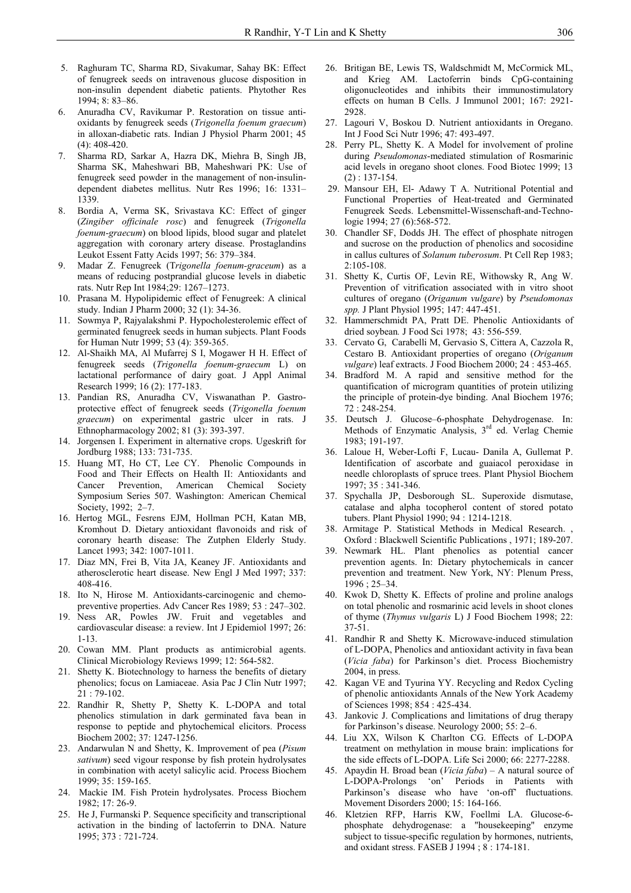5. Raghuram TC, Sharma RD, Sivakumar, Sahay BK: Effect of fenugreek seeds on intravenous glucose disposition in non-insulin dependent diabetic patients. Phytother Res 1994; 8: 83–86.
6. Anuradha CV, Ravikumar P. Restoration on tissue anti-oxidants by fenugreek seeds (*Trigonella foenum graecum*) in alloxan-diabetic rats. Indian J Physiol Pharm 2001; 45 (4): 408-420.
7. Sharma RD, Sarkar A, Hazra DK, Miehra B, Singh JB, Sharma SK, Maheshwari BB, Maheshwari PK: Use of fenugreek seed powder in the management of non-insulin-dependent diabetes mellitus. Nutr Res 1996; 16: 1331–1339.
8. Bordia A, Verma SK, Srivastava KC: Effect of ginger (*Zingiber officinale rosc*) and fenugreek (*Trigonella foenum-graecum*) on blood lipids, blood sugar and platelet aggregation with coronary artery disease. Prostaglandins Leukot Essent Fatty Acids 1997; 56: 379–384.
9. Madar Z. Fenugreek (T*rigonella foenum-graceum*) as a means of reducing postprandial glucose levels in diabetic rats. Nutr Rep Int 1984;29: 1267–1273.
10. Prasana M. Hypolipidemic effect of Fenugreek: A clinical study. Indian J Pharm 2000; 32 (1): 34-36.
11. Sowmya P, Rajyalakshmi P. Hypocholesterolemic effect of germinated fenugreek seeds in human subjects. Plant Foods for Human Nutr 1999; 53 (4): 359-365.
12. Al-Shaikh MA, Al Mufarrej S I, Mogawer H H. Effect of fenugreek seeds (*Trigonella foenum-graecum* L) on lactational performance of dairy goat. J Appl Animal Research 1999; 16 (2): 177-183.
13. Pandian RS, Anuradha CV, Viswanathan P. Gastro-protective effect of fenugreek seeds (*Trigonella foenum graecum*) on experimental gastric ulcer in rats. J Ethnopharmacology 2002; 81 (3): 393-397.
14. Jorgensen I. Experiment in alternative crops. Ugeskrift for Jordburg 1988; 133: 731-735.
15. Huang MT, Ho CT, Lee CY. Phenolic Compounds in Food and Their Effects on Health II: Antioxidants and Cancer Prevention, American Chemical Society Symposium Series 507. Washington: American Chemical Society, 1992; 2–7.
16. Hertog MGL, Fesrens EJM, Hollman PCH, Katan MB, Kromhout D. Dietary antioxidant flavonoids and risk of coronary hearth disease: The Zutphen Elderly Study. Lancet 1993; 342: 1007-1011.
17. Diaz MN, Frei B, Vita JA, Keaney JF. Antioxidants and atherosclerotic heart disease. New Engl J Med 1997; 337: 408-416.
18. Ito N, Hirose M. Antioxidants-carcinogenic and chemo-preventive properties. Adv Cancer Res 1989; 53 : 247–302.
19. Ness AR, Powles JW. Fruit and vegetables and cardiovascular disease: a review. Int J Epidemiol 1997; 26: 1-13.
20. Cowan MM. Plant products as antimicrobial agents. Clinical Microbiology Reviews 1999; 12: 564-582.
21. Shetty K. Biotechnology to harness the benefits of dietary phenolics; focus on Lamiaceae. Asia Pac J Clin Nutr 1997; 21 : 79-102.
22. Randhir R, Shetty P, Shetty K. L-DOPA and total phenolics stimulation in dark germinated fava bean in response to peptide and phytochemical elicitors. Process Biochem 2002; 37: 1247-1256.
23. Andarwulan N and Shetty, K. Improvement of pea (*Pisum sativum*) seed vigour response by fish protein hydrolysates in combination with acetyl salicylic acid. Process Biochem 1999; 35: 159-165.
24. Mackie IM. Fish Protein hydrolysates. Process Biochem 1982; 17: 26-9.
25. He J, Furmanski P. Sequence specificity and transcriptional activation in the binding of lactoferrin to DNA. Nature 1995; 373 : 721-724.
26. Britigan BE, Lewis TS, Waldschmidt M, McCormick ML, and Krieg AM. Lactoferrin binds CpG-containing oligonucleotides and inhibits their immunostimulatory effects on human B Cells. J Immunol 2001; 167: 2921-2928.
27. Lagouri V, Boskou D. Nutrient antioxidants in Oregano. Int J Food Sci Nutr 1996; 47: 493-497.
28. Perry PL, Shetty K. A Model for involvement of proline during *Pseudomonas*-mediated stimulation of Rosmarinic acid levels in oregano shoot clones. Food Biotec 1999; 13 (2) : 137-154.
29. Mansour EH, El- Adawy T A. Nutritional Potential and Functional Properties of Heat-treated and Germinated Fenugreek Seeds. Lebensmittel-Wissenschaft-and-Technologie 1994; 27 (6):568-572.
30. Chandler SF, Dodds JH. The effect of phosphate nitrogen and sucrose on the production of phenolics and socosidine in callus cultures of *Solanum tuberosum*. Pt Cell Rep 1983; 2:105-108.
31. Shetty K, Curtis OF, Levin RE, Withowsky R, Ang W. Prevention of vitrification associated with in vitro shoot cultures of oregano (*Origanum vulgare*) by *Pseudomonas spp.* J Plant Physiol 1995; 147: 447-451.
32. Hammerschmidt PA, Pratt DE. Phenolic Antioxidants of dried soybean. J Food Sci 1978; 43: 556-559.
33. Cervato G, Carabelli M, Gervasio S, Cittera A, Cazzola R, Cestaro B. Antioxidant properties of oregano (*Origanum vulgare*) leaf extracts. J Food Biochem 2000; 24 : 453-465.
34. Bradford M. A rapid and sensitive method for the quantification of microgram quantities of protein utilizing the principle of protein-dye binding. Anal Biochem 1976; 72 : 248-254.
35. Deutsch J. Glucose–6-phosphate Dehydrogenase. In: Methods of Enzymatic Analysis, 3rd ed. Verlag Chemie 1983; 191-197.
36. Laloue H, Weber-Lofti F, Lucau- Danila A, Gullemat P. Identification of ascorbate and guaiacol peroxidase in needle chloroplasts of spruce trees. Plant Physiol Biochem 1997; 35 : 341-346.
37. Spychalla JP, Desborough SL. Superoxide dismutase, catalase and alpha tocopherol content of stored potato tubers. Plant Physiol 1990; 94 : 1214-1218.
38. Armitage P. Statistical Methods in Medical Research. , Oxford : Blackwell Scientific Publications , 1971; 189-207.
39. Newmark HL. Plant phenolics as potential cancer prevention agents. In: Dietary phytochemicals in cancer prevention and treatment. New York, NY: Plenum Press, 1996 ; 25–34.
40. Kwok D, Shetty K. Effects of proline and proline analogs on total phenolic and rosmarinic acid levels in shoot clones of thyme (*Thymus vulgaris* L) J Food Biochem 1998; 22: 37-51.
41. Randhir R and Shetty K. Microwave-induced stimulation of L-DOPA, Phenolics and antioxidant activity in fava bean (*Vicia faba*) for Parkinson's diet. Process Biochemistry 2004, in press.
42. Kagan VE and Tyurina YY. Recycling and Redox Cycling of phenolic antioxidants Annals of the New York Academy of Sciences 1998; 854 : 425-434.
43. Jankovic J. Complications and limitations of drug therapy for Parkinson's disease. Neurology 2000; 55: 2–6.
44. Liu XX, Wilson K Charlton CG. Effects of L-DOPA treatment on methylation in mouse brain: implications for the side effects of L-DOPA. Life Sci 2000; 66: 2277-2288.
45. Apaydin H. Broad bean (*Vicia faba*) – A natural source of L-DOPA-Prolongs 'on' Periods in Patients with Parkinson's disease who have 'on-off' fluctuations. Movement Disorders 2000; 15: 164-166.
46. Kletzien RFP, Harris KW, Foellmi LA. Glucose-6-phosphate dehydrogenase: a "housekeeping" enzyme subject to tissue-specific regulation by hormones, nutrients, and oxidant stress. FASEB J 1994 ; 8 : 174-181.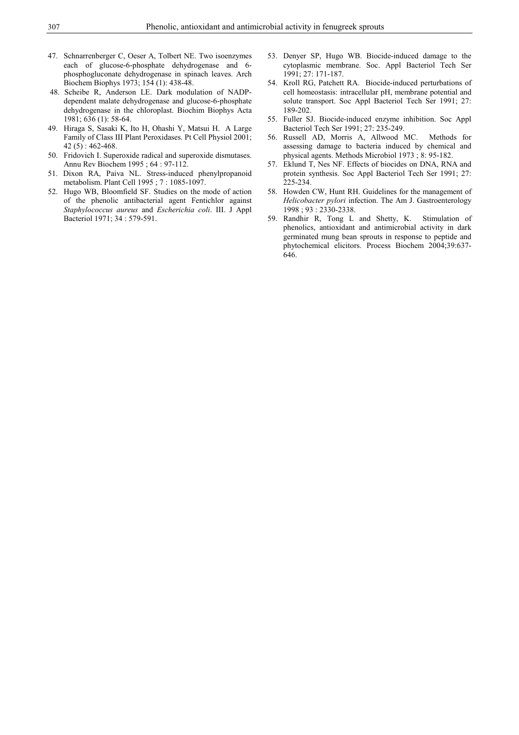47. Schnarrenberger C, Oeser A, Tolbert NE. Two isoenzymes each of glucose-6-phosphate dehydrogenase and 6-phosphogluconate dehydrogenase in spinach leaves. Arch Biochem Biophys 1973; 154 (1): 438-48.
48. Scheibe R, Anderson LE. Dark modulation of NADP-dependent malate dehydrogenase and glucose-6-phosphate dehydrogenase in the chloroplast. Biochim Biophys Acta 1981; 636 (1): 58-64.
49. Hiraga S, Sasaki K, Ito H, Ohashi Y, Matsui H. A Large Family of Class III Plant Peroxidases. Pt Cell Physiol 2001; 42 (5) : 462-468.
50. Fridovich I. Superoxide radical and superoxide dismutases. Annu Rev Biochem 1995 ; 64 : 97-112.
51. Dixon RA, Paiva NL. Stress-induced phenylpropanoid metabolism. Plant Cell 1995 ; 7 : 1085-1097.
52. Hugo WB, Bloomfield SF. Studies on the mode of action of the phenolic antibacterial agent Fentichlor against *Staphylococcus aureus* and *Escherichia coli*. III. J Appl Bacteriol 1971; 34 : 579-591.
53. Denyer SP, Hugo WB. Biocide-induced damage to the cytoplasmic membrane. Soc. Appl Bacteriol Tech Ser 1991; 27: 171-187.
54. Kroll RG, Patchett RA. Biocide-induced perturbations of cell homeostasis: intracellular pH, membrane potential and solute transport. Soc Appl Bacteriol Tech Ser 1991; 27: 189-202.
55. Fuller SJ. Biocide-induced enzyme inhibition. Soc Appl Bacteriol Tech Ser 1991; 27: 235-249.
56. Russell AD, Morris A, Allwood MC. Methods for assessing damage to bacteria induced by chemical and physical agents. Methods Microbiol 1973 ; 8: 95-182.
57. Eklund T, Nes NF. Effects of biocides on DNA, RNA and protein synthesis. Soc Appl Bacteriol Tech Ser 1991; 27: 225-234.
58. Howden CW, Hunt RH. Guidelines for the management of *Helicobacter pylori* infection. The Am J. Gastroenterology 1998 ; 93 : 2330-2338.
59. Randhir R, Tong L and Shetty, K. Stimulation of phenolics, antioxidant and antimicrobial activity in dark germinated mung bean sprouts in response to peptide and phytochemical elicitors. Process Biochem 2004;39:637-646.